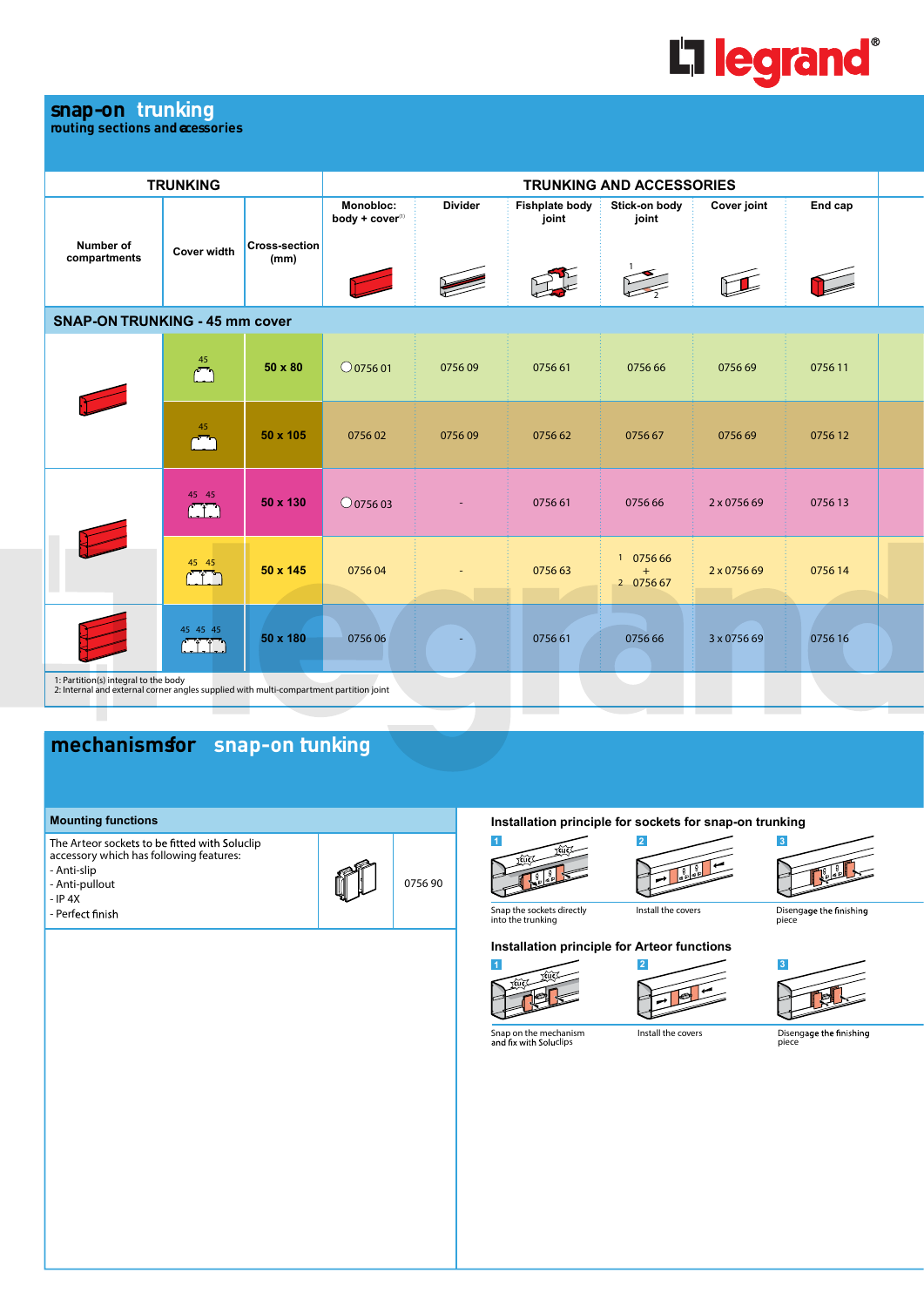# snap-on trunking

routing sections and accessories

| TRUNKING | | | TRUNKING AND ACCESSORIES | | | | | |
|---|---|---|---|---|---|---|---|---|
| Number of compartments | Cover width | Cross-section (mm) | Monobloc: body + cover[1] | Divider | Fishplate body joint | Stick-on body joint | Cover joint | End cap |
| **SNAP-ON TRUNKING - 45 mm cover** | | | | | | | | |
| | 45 | **50 x 80** | ○ 0756 01 | 0756 09 | 0756 61 | 0756 66 | 0756 69 | 0756 11 |
| | 45 | **50 x 105** | 0756 02 | 0756 09 | 0756 62 | 0756 67 | 0756 69 | 0756 12 |
| | 45 45 | **50 x 130** | ○ 0756 03 | - | 0756 61 | 0756 66 | 2 x 0756 69 | 0756 13 |
| | 45 45 | **50 x 145** | 0756 04 | - | 0756 63 | 1 0756 66 + 2 0756 67 | 2 x 0756 69 | 0756 14 |
| | 45 45 45 | **50 x 180** | 0756 06 | - | 0756 61 | 0756 66 | 3 x 0756 69 | 0756 16 |

1: Partition(s) integral to the body
2: Internal and external corner angles supplied with multi-compartment partition joint

# mechanisms for snap-on tunking

| Mounting functions | | |
|---|---|---|
| The Arteor sockets to be fitted with Soluclip accessory which has following features:<br>- Anti-slip<br>- Anti-pullout<br>- IP 4X<br>- Perfect finish | | 0756 90 |

### Installation principle for sockets for snap-on trunking

1. Snap the sockets directly into the trunking
2. Install the covers
3. Disengage the finishing piece

### Installation principle for Arteor functions

1. Snap on the mechanism and fix with Soluclips
2. Install the covers
3. Disengage the finishing piece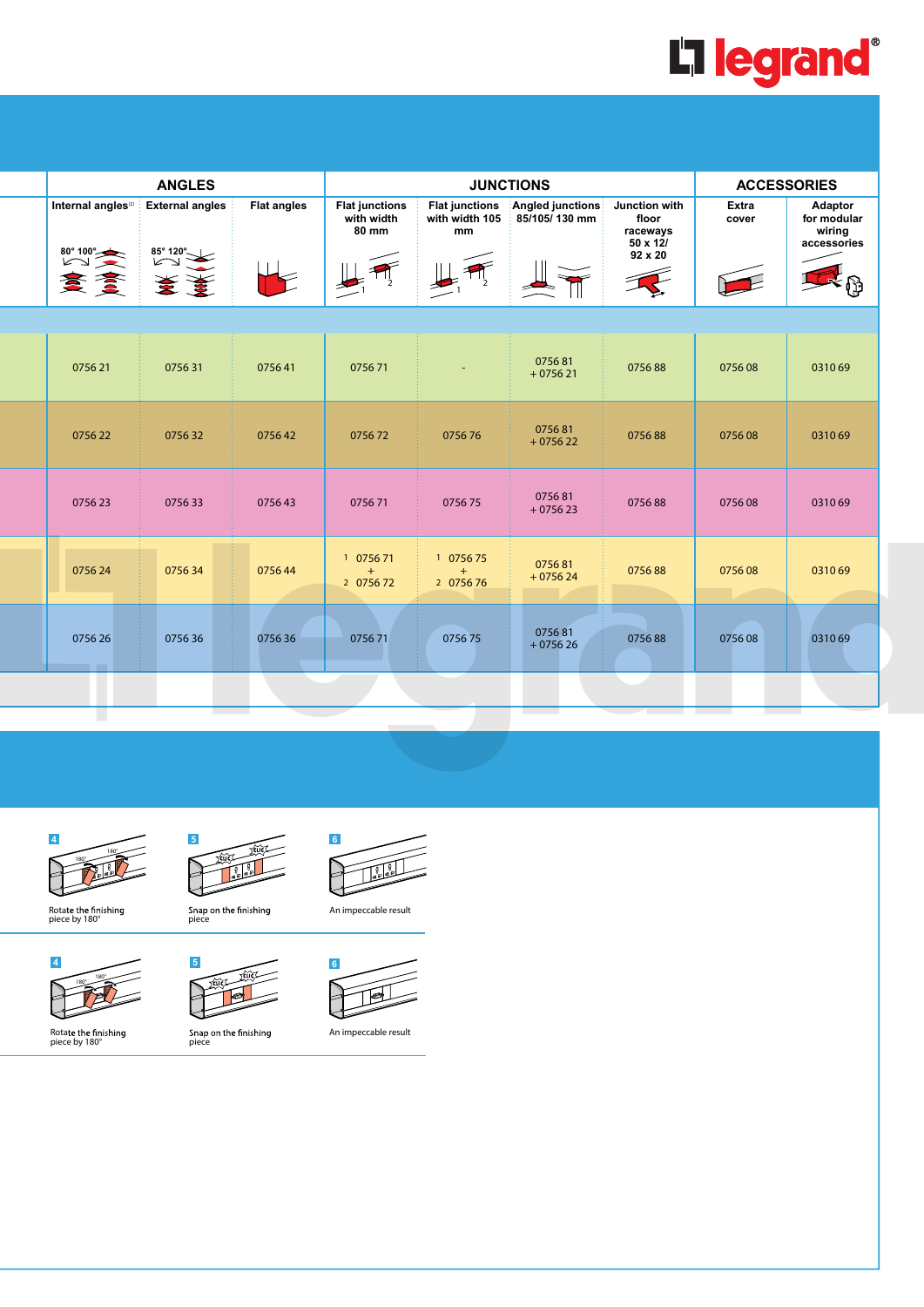| | ANGLES | | | JUNCTIONS | | | | ACCESSORIES | |
|---|---|---|---|---|---|---|---|---|---|
| | Internal angles[2] 80° 100° | External angles 85° 120° | Flat angles | Flat junctions with width 80 mm | Flat junctions with width 105 mm | Angled junctions 85/105/ 130 mm | Junction with floor raceways 50 x 12/ 92 x 20 | Extra cover | Adaptor for modular wiring accessories |
| | 0756 21 | 0756 31 | 0756 41 | 0756 71 | - | 0756 81 + 0756 21 | 0756 88 | 0756 08 | 0310 69 |
| | 0756 22 | 0756 32 | 0756 42 | 0756 72 | 0756 76 | 0756 81 + 0756 22 | 0756 88 | 0756 08 | 0310 69 |
| | 0756 23 | 0756 33 | 0756 43 | 0756 71 | 0756 75 | 0756 81 + 0756 23 | 0756 88 | 0756 08 | 0310 69 |
| | 0756 24 | 0756 34 | 0756 44 | 1 0756 71 + 2 0756 72 | 1 0756 75 + 2 0756 76 | 0756 81 + 0756 24 | 0756 88 | 0756 08 | 0310 69 |
| | 0756 26 | 0756 36 | 0756 36 | 0756 71 | 0756 75 | 0756 81 + 0756 26 | 0756 88 | 0756 08 | 0310 69 |

4 Rotate the finishing piece by 180°

5 Snap on the finishing piece

6 An impeccable result

4 Rotate the finishing piece by 180°

5 Snap on the finishing piece

6 An impeccable result